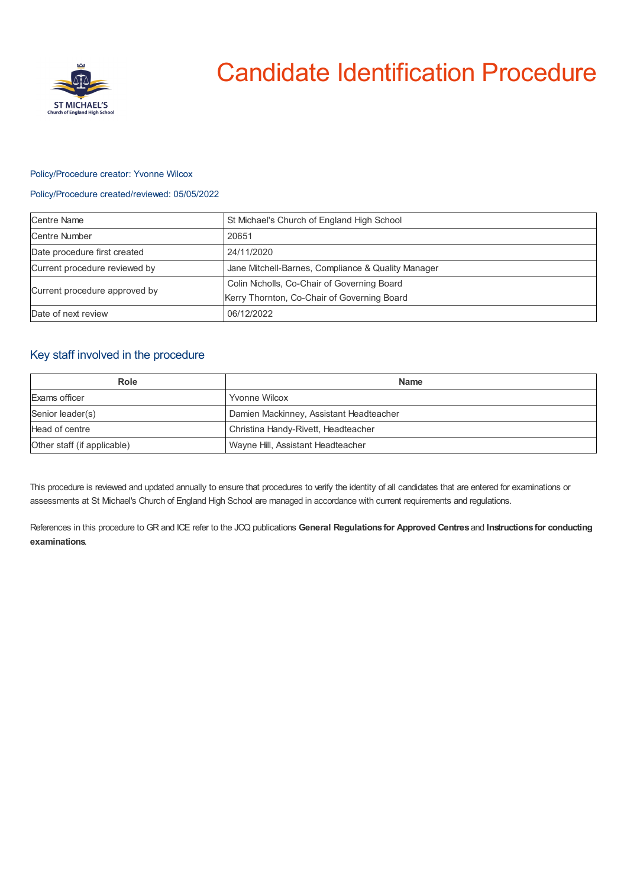# Candidate Identification Procedure

ST MICHAEL'S
Church of England High School

Policy/Procedure creator: Yvonne Wilcox

Policy/Procedure created/reviewed: 05/05/2022

| | |
|---|---|
| Centre Name | St Michael's Church of England High School |
| Centre Number | 20651 |
| Date procedure first created | 24/11/2020 |
| Current procedure reviewed by | Jane Mitchell-Barnes, Compliance & Quality Manager |
| Current procedure approved by | Colin Nicholls, Co-Chair of Governing Board<br>Kerry Thornton, Co-Chair of Governing Board |
| Date of next review | 06/12/2022 |

## Key staff involved in the procedure

| Role | Name |
|---|---|
| Exams officer | Yvonne Wilcox |
| Senior leader(s) | Damien Mackinney, Assistant Headteacher |
| Head of centre | Christina Handy-Rivett, Headteacher |
| Other staff (if applicable) | Wayne Hill, Assistant Headteacher |

This procedure is reviewed and updated annually to ensure that procedures to verify the identity of all candidates that are entered for examinations or assessments at St Michael's Church of England High School are managed in accordance with current requirements and regulations.

References in this procedure to GR and ICE refer to the JCQ publications **General Regulations for Approved Centres** and **Instructions for conducting examinations**.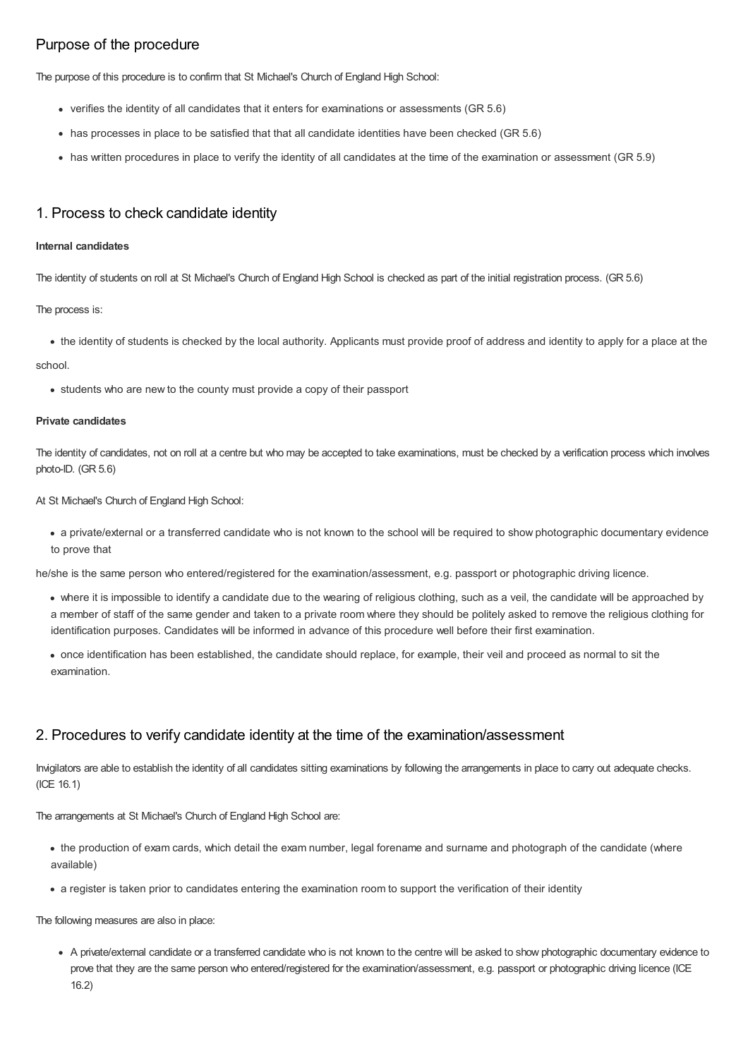## Purpose of the procedure

The purpose of this procedure is to confirm that St Michael's Church of England High School:

- verifies the identity of all candidates that it enters for examinations or assessments (GR 5.6)
- has processes in place to be satisfied that that all candidate identities have been checked (GR 5.6)
- has written procedures in place to verify the identity of all candidates at the time of the examination or assessment (GR 5.9)

## 1. Process to check candidate identity

**Internal candidates**

The identity of students on roll at St Michael's Church of England High School is checked as part of the initial registration process. (GR 5.6)

The process is:

- the identity of students is checked by the local authority. Applicants must provide proof of address and identity to apply for a place at the school.
- students who are new to the county must provide a copy of their passport

**Private candidates**

The identity of candidates, not on roll at a centre but who may be accepted to take examinations, must be checked by a verification process which involves photo-ID. (GR 5.6)

At St Michael's Church of England High School:

- a private/external or a transferred candidate who is not known to the school will be required to show photographic documentary evidence to prove that he/she is the same person who entered/registered for the examination/assessment, e.g. passport or photographic driving licence.
- where it is impossible to identify a candidate due to the wearing of religious clothing, such as a veil, the candidate will be approached by a member of staff of the same gender and taken to a private room where they should be politely asked to remove the religious clothing for identification purposes. Candidates will be informed in advance of this procedure well before their first examination.
- once identification has been established, the candidate should replace, for example, their veil and proceed as normal to sit the examination.

## 2. Procedures to verify candidate identity at the time of the examination/assessment

Invigilators are able to establish the identity of all candidates sitting examinations by following the arrangements in place to carry out adequate checks. (ICE 16.1)

The arrangements at St Michael's Church of England High School are:

- the production of exam cards, which detail the exam number, legal forename and surname and photograph of the candidate (where available)
- a register is taken prior to candidates entering the examination room to support the verification of their identity

The following measures are also in place:

- A private/external candidate or a transferred candidate who is not known to the centre will be asked to show photographic documentary evidence to prove that they are the same person who entered/registered for the examination/assessment, e.g. passport or photographic driving licence (ICE 16.2)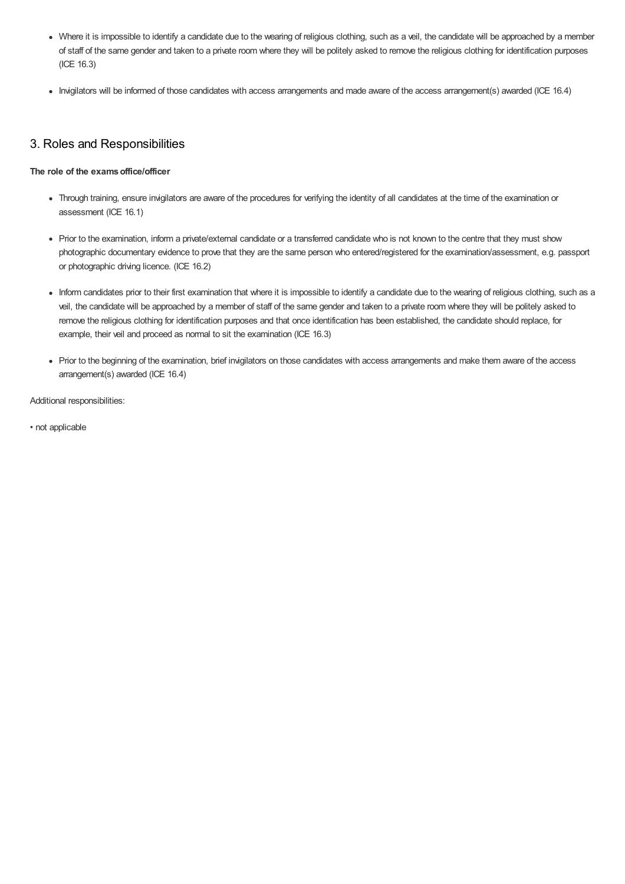- Where it is impossible to identify a candidate due to the wearing of religious clothing, such as a veil, the candidate will be approached by a member of staff of the same gender and taken to a private room where they will be politely asked to remove the religious clothing for identification purposes (ICE 16.3)
- Invigilators will be informed of those candidates with access arrangements and made aware of the access arrangement(s) awarded (ICE 16.4)

## 3. Roles and Responsibilities

**The role of the exams office/officer**

- Through training, ensure invigilators are aware of the procedures for verifying the identity of all candidates at the time of the examination or assessment (ICE 16.1)
- Prior to the examination, inform a private/external candidate or a transferred candidate who is not known to the centre that they must show photographic documentary evidence to prove that they are the same person who entered/registered for the examination/assessment, e.g. passport or photographic driving licence. (ICE 16.2)
- Inform candidates prior to their first examination that where it is impossible to identify a candidate due to the wearing of religious clothing, such as a veil, the candidate will be approached by a member of staff of the same gender and taken to a private room where they will be politely asked to remove the religious clothing for identification purposes and that once identification has been established, the candidate should replace, for example, their veil and proceed as normal to sit the examination (ICE 16.3)
- Prior to the beginning of the examination, brief invigilators on those candidates with access arrangements and make them aware of the access arrangement(s) awarded (ICE 16.4)

Additional responsibilities:

• not applicable